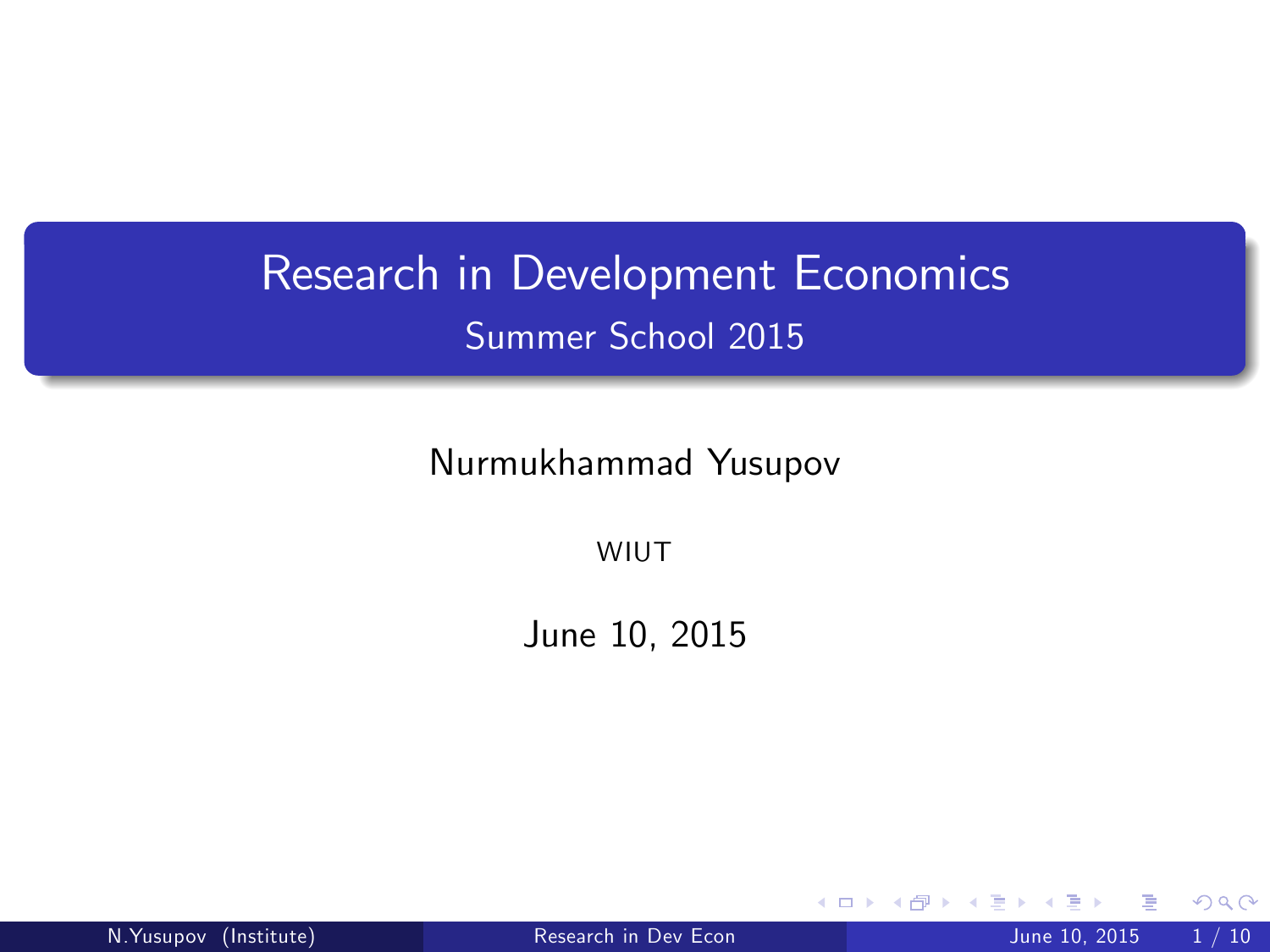# Research in Development Economics

## Summer School 2015

Nurmukhammad Yusupov

WIUT

June 10, 2015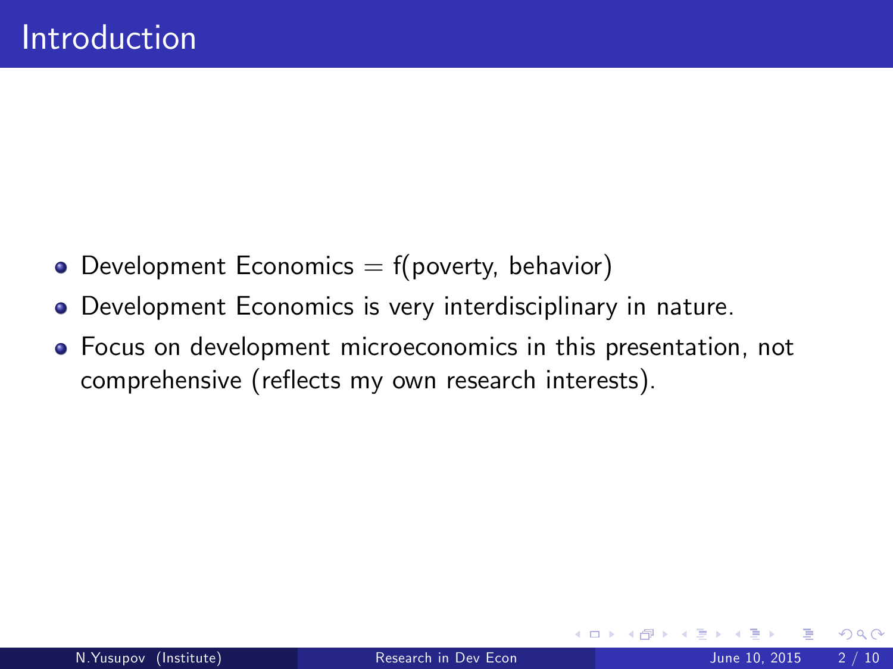# Introduction

- Development Economics = f(poverty, behavior)
- Development Economics is very interdisciplinary in nature.
- Focus on development microeconomics in this presentation, not comprehensive (reflects my own research interests).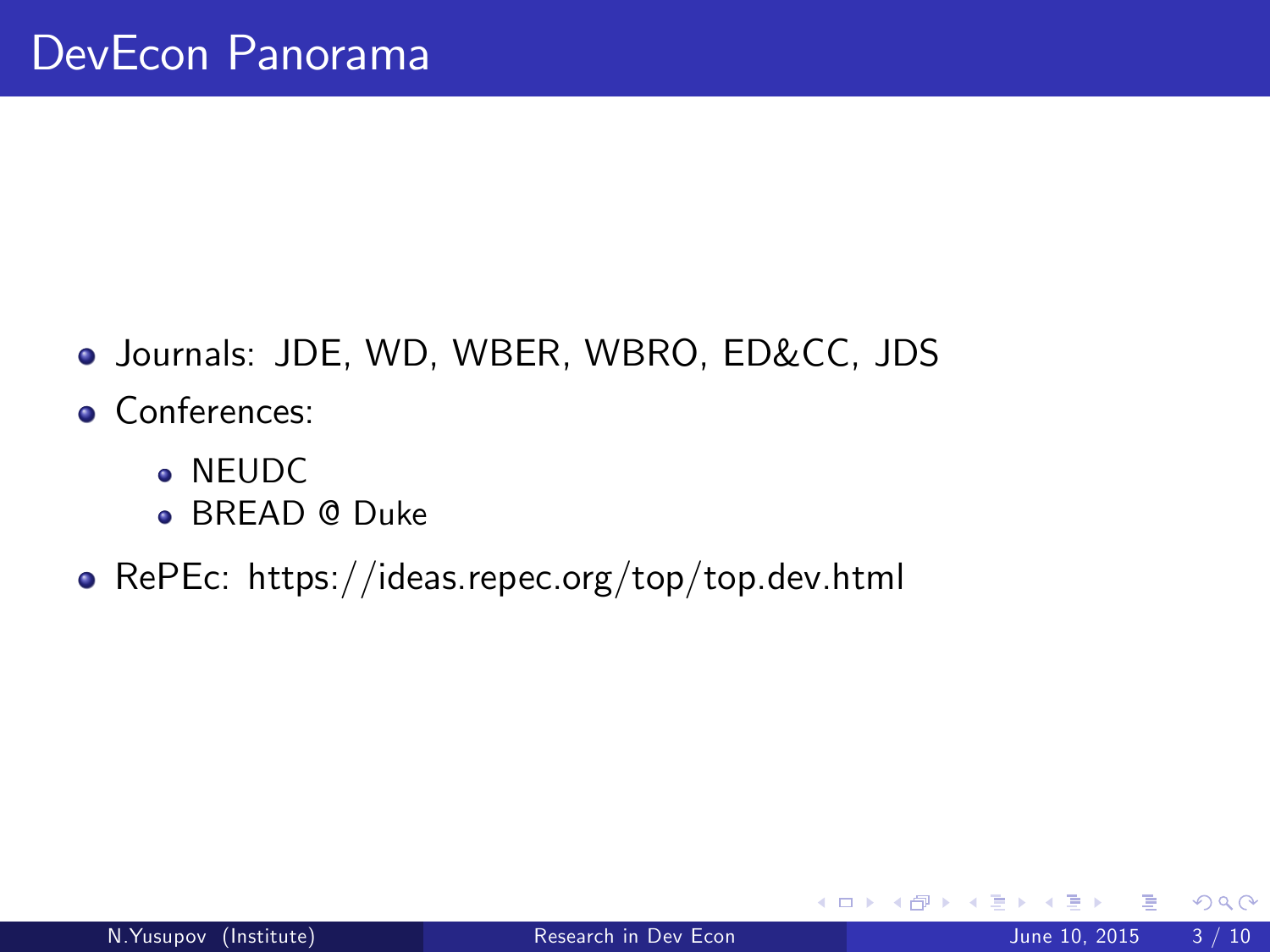# DevEcon Panorama

- Journals: JDE, WD, WBER, WBRO, ED&CC, JDS
- Conferences:
  - NEUDC
  - BREAD @ Duke
- RePEc: https://ideas.repec.org/top/top.dev.html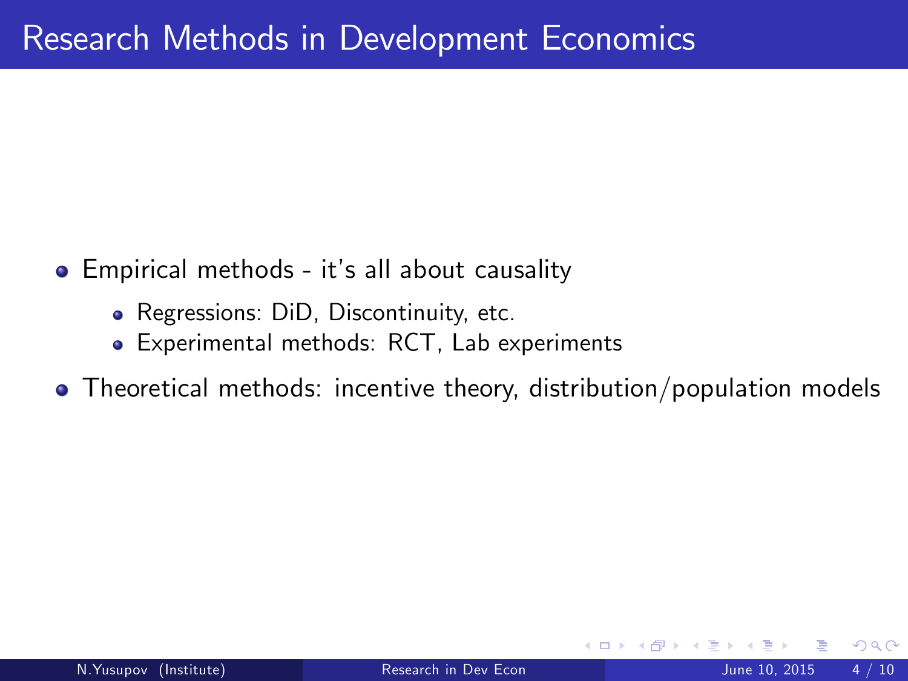# Research Methods in Development Economics

- Empirical methods - it's all about causality
  - Regressions: DiD, Discontinuity, etc.
  - Experimental methods: RCT, Lab experiments
- Theoretical methods: incentive theory, distribution/population models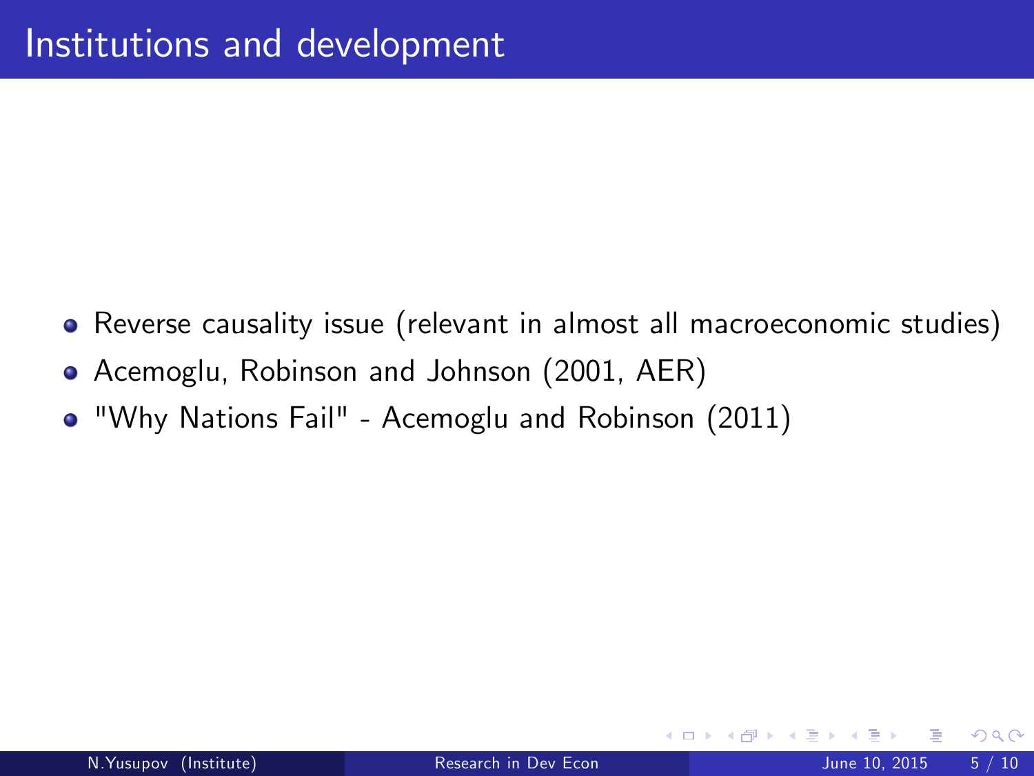# Institutions and development

- Reverse causality issue (relevant in almost all macroeconomic studies)
- Acemoglu, Robinson and Johnson (2001, AER)
- "Why Nations Fail" - Acemoglu and Robinson (2011)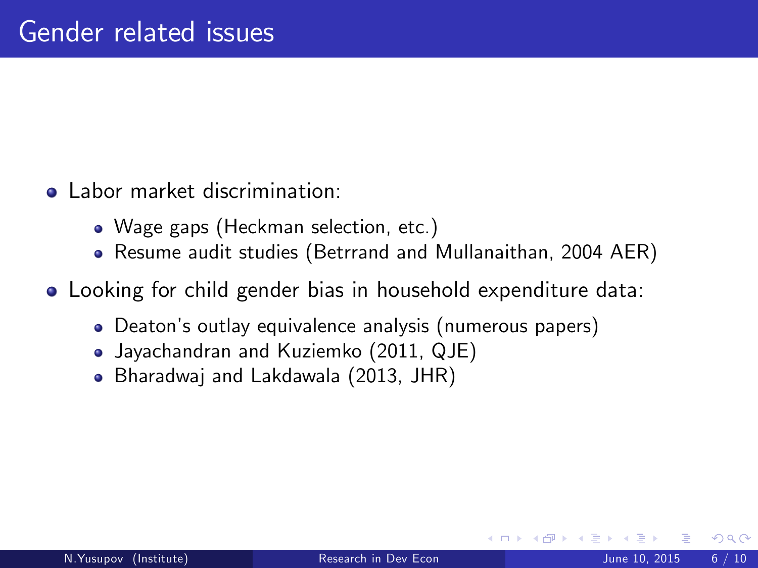# Gender related issues

- Labor market discrimination:
  - Wage gaps (Heckman selection, etc.)
  - Resume audit studies (Betrrand and Mullanaithan, 2004 AER)
- Looking for child gender bias in household expenditure data:
  - Deaton's outlay equivalence analysis (numerous papers)
  - Jayachandran and Kuziemko (2011, QJE)
  - Bharadwaj and Lakdawala (2013, JHR)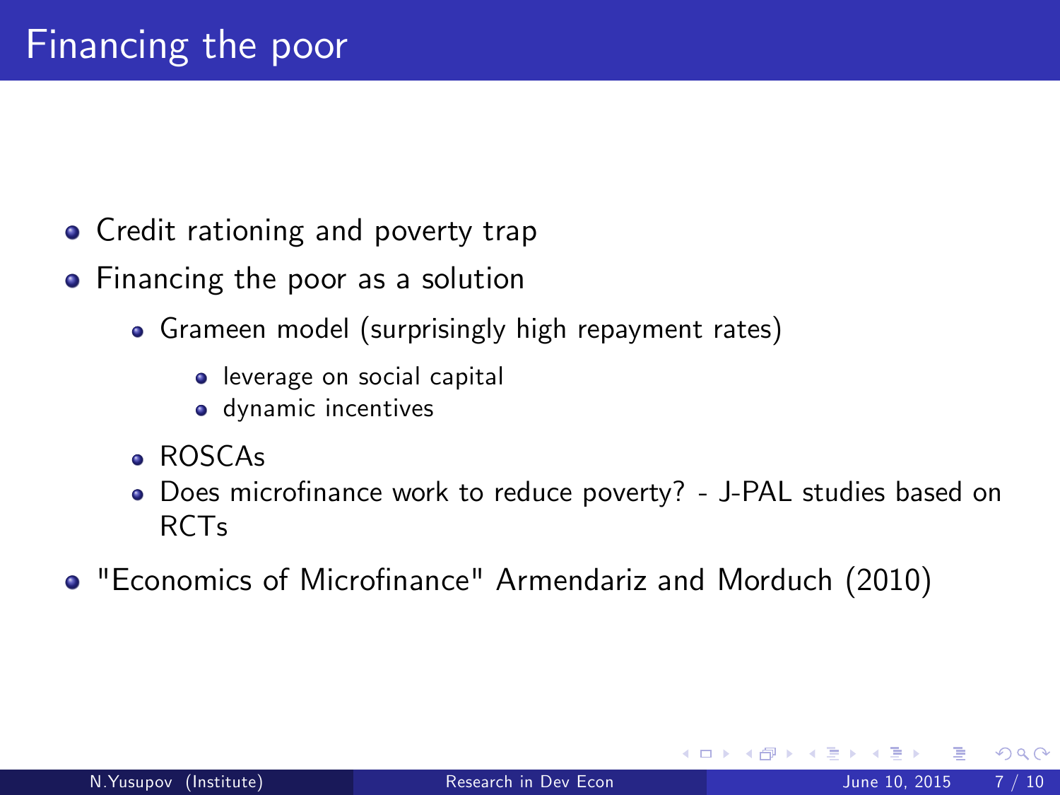# Financing the poor

- Credit rationing and poverty trap
- Financing the poor as a solution
  - Grameen model (surprisingly high repayment rates)
    - leverage on social capital
    - dynamic incentives
  - ROSCAs
  - Does microfinance work to reduce poverty? - J-PAL studies based on RCTs
- "Economics of Microfinance" Armendariz and Morduch (2010)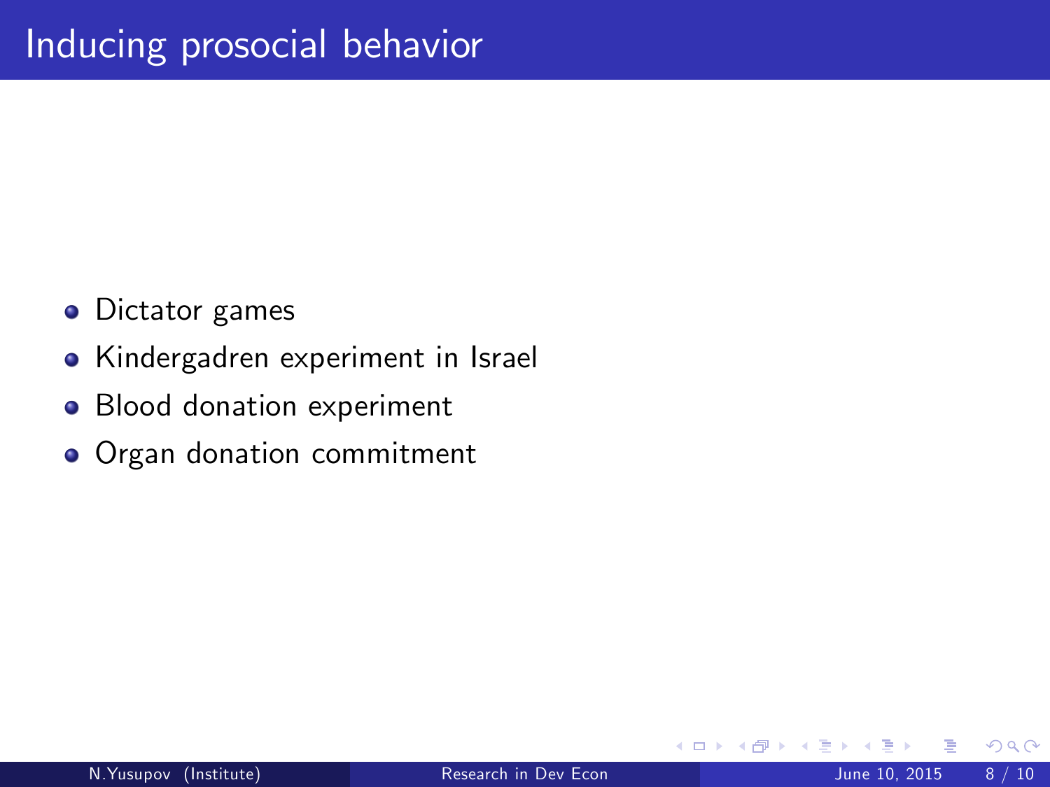# Inducing prosocial behavior

- Dictator games
- Kindergadren experiment in Israel
- Blood donation experiment
- Organ donation commitment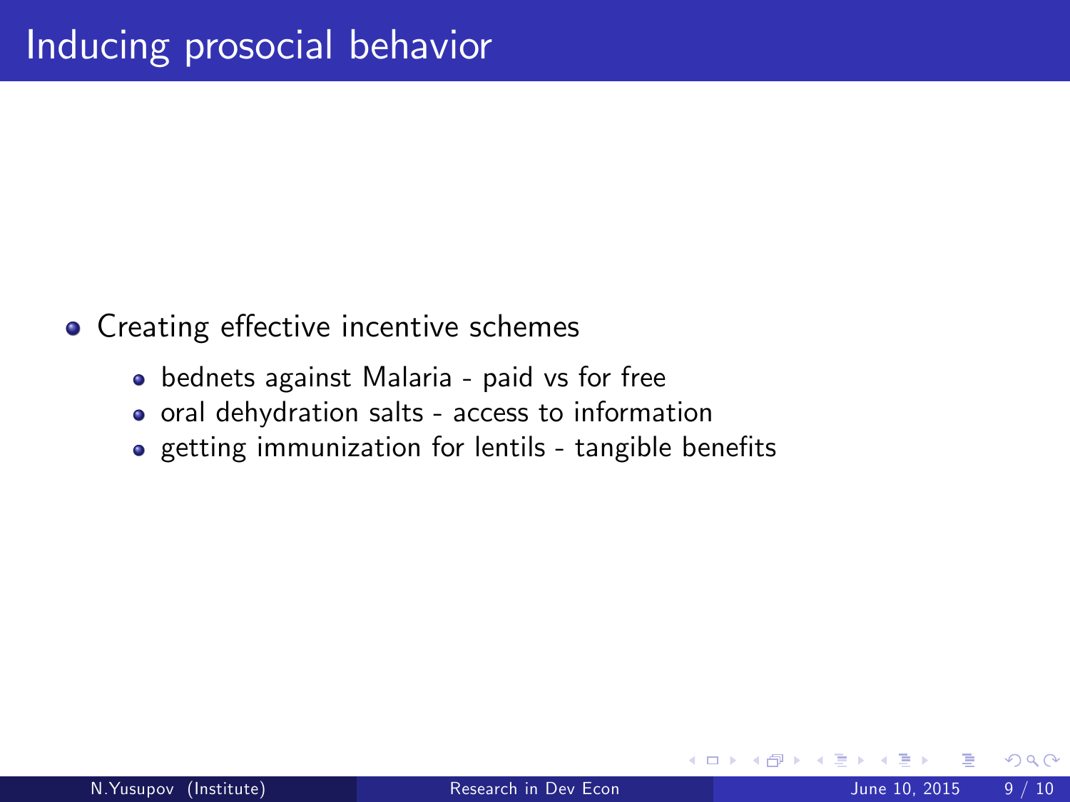# Inducing prosocial behavior

- Creating effective incentive schemes
  - bednets against Malaria - paid vs for free
  - oral dehydration salts - access to information
  - getting immunization for lentils - tangible benefits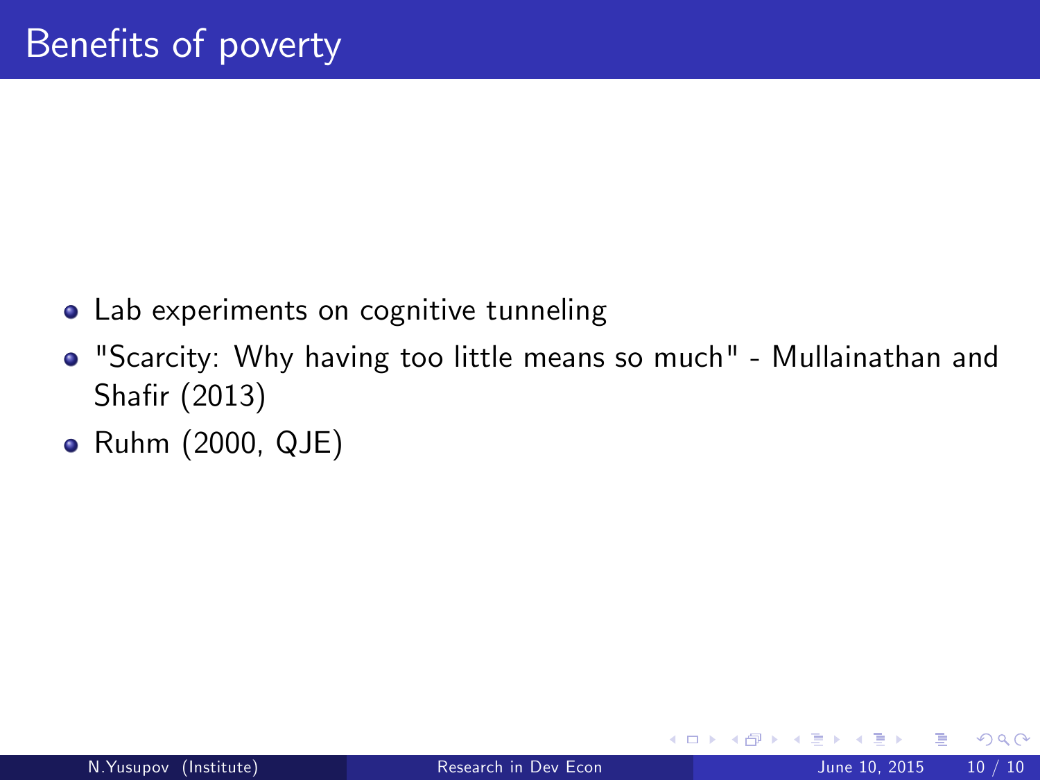# Benefits of poverty

- Lab experiments on cognitive tunneling
- "Scarcity: Why having too little means so much" - Mullainathan and Shafir (2013)
- Ruhm (2000, QJE)